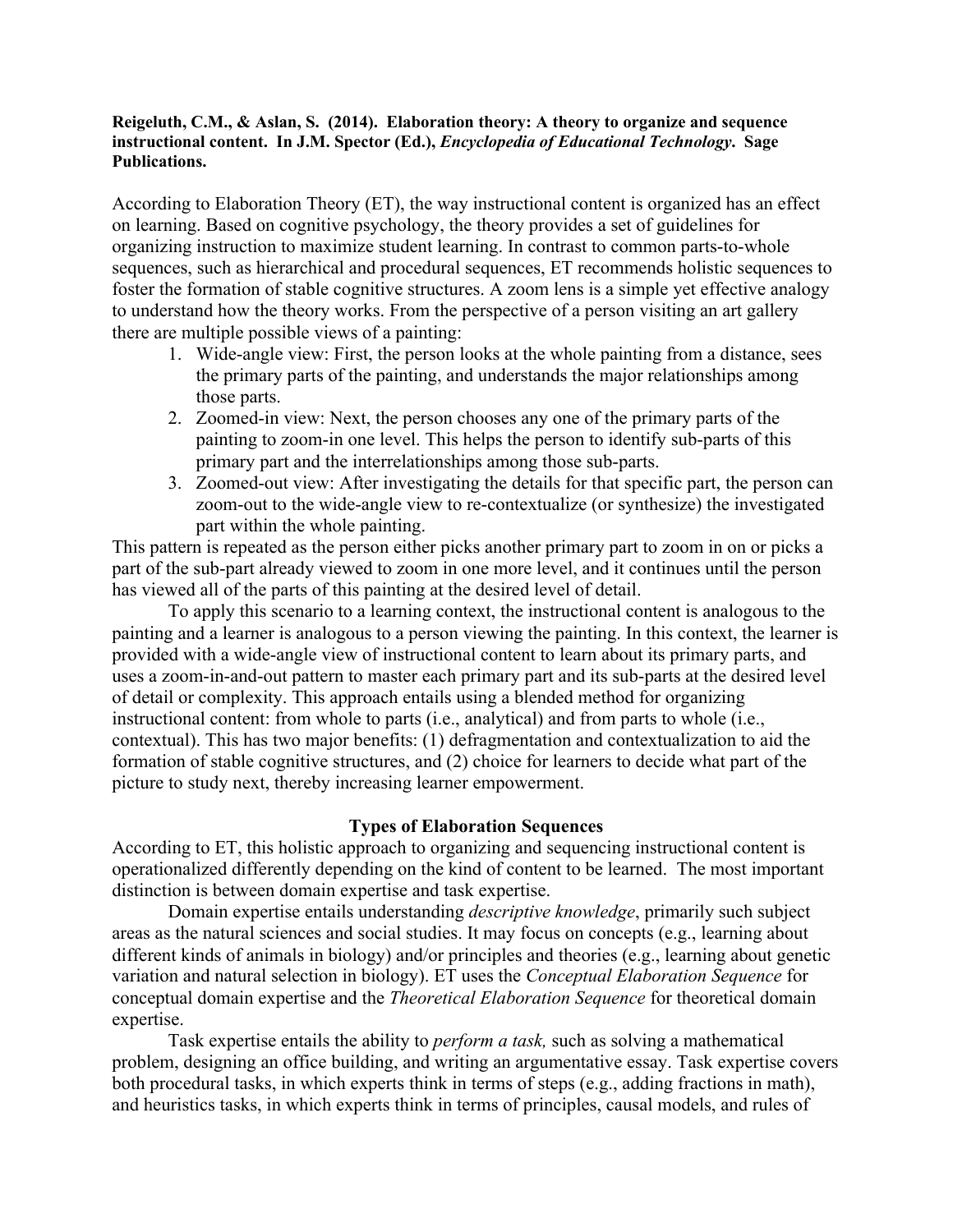**Reigeluth, C.M., & Aslan, S. (2014). Elaboration theory: A theory to organize and sequence instructional content. In J.M. Spector (Ed.), *Encyclopedia of Educational Technology*. Sage Publications.**

According to Elaboration Theory (ET), the way instructional content is organized has an effect on learning. Based on cognitive psychology, the theory provides a set of guidelines for organizing instruction to maximize student learning. In contrast to common parts-to-whole sequences, such as hierarchical and procedural sequences, ET recommends holistic sequences to foster the formation of stable cognitive structures. A zoom lens is a simple yet effective analogy to understand how the theory works. From the perspective of a person visiting an art gallery there are multiple possible views of a painting:

1. Wide-angle view: First, the person looks at the whole painting from a distance, sees the primary parts of the painting, and understands the major relationships among those parts.
2. Zoomed-in view: Next, the person chooses any one of the primary parts of the painting to zoom-in one level. This helps the person to identify sub-parts of this primary part and the interrelationships among those sub-parts.
3. Zoomed-out view: After investigating the details for that specific part, the person can zoom-out to the wide-angle view to re-contextualize (or synthesize) the investigated part within the whole painting.

This pattern is repeated as the person either picks another primary part to zoom in on or picks a part of the sub-part already viewed to zoom in one more level, and it continues until the person has viewed all of the parts of this painting at the desired level of detail.

To apply this scenario to a learning context, the instructional content is analogous to the painting and a learner is analogous to a person viewing the painting. In this context, the learner is provided with a wide-angle view of instructional content to learn about its primary parts, and uses a zoom-in-and-out pattern to master each primary part and its sub-parts at the desired level of detail or complexity. This approach entails using a blended method for organizing instructional content: from whole to parts (i.e., analytical) and from parts to whole (i.e., contextual). This has two major benefits: (1) defragmentation and contextualization to aid the formation of stable cognitive structures, and (2) choice for learners to decide what part of the picture to study next, thereby increasing learner empowerment.

## Types of Elaboration Sequences

According to ET, this holistic approach to organizing and sequencing instructional content is operationalized differently depending on the kind of content to be learned. The most important distinction is between domain expertise and task expertise.

Domain expertise entails understanding *descriptive knowledge*, primarily such subject areas as the natural sciences and social studies. It may focus on concepts (e.g., learning about different kinds of animals in biology) and/or principles and theories (e.g., learning about genetic variation and natural selection in biology). ET uses the *Conceptual Elaboration Sequence* for conceptual domain expertise and the *Theoretical Elaboration Sequence* for theoretical domain expertise.

Task expertise entails the ability to *perform a task,* such as solving a mathematical problem, designing an office building, and writing an argumentative essay. Task expertise covers both procedural tasks, in which experts think in terms of steps (e.g., adding fractions in math), and heuristics tasks, in which experts think in terms of principles, causal models, and rules of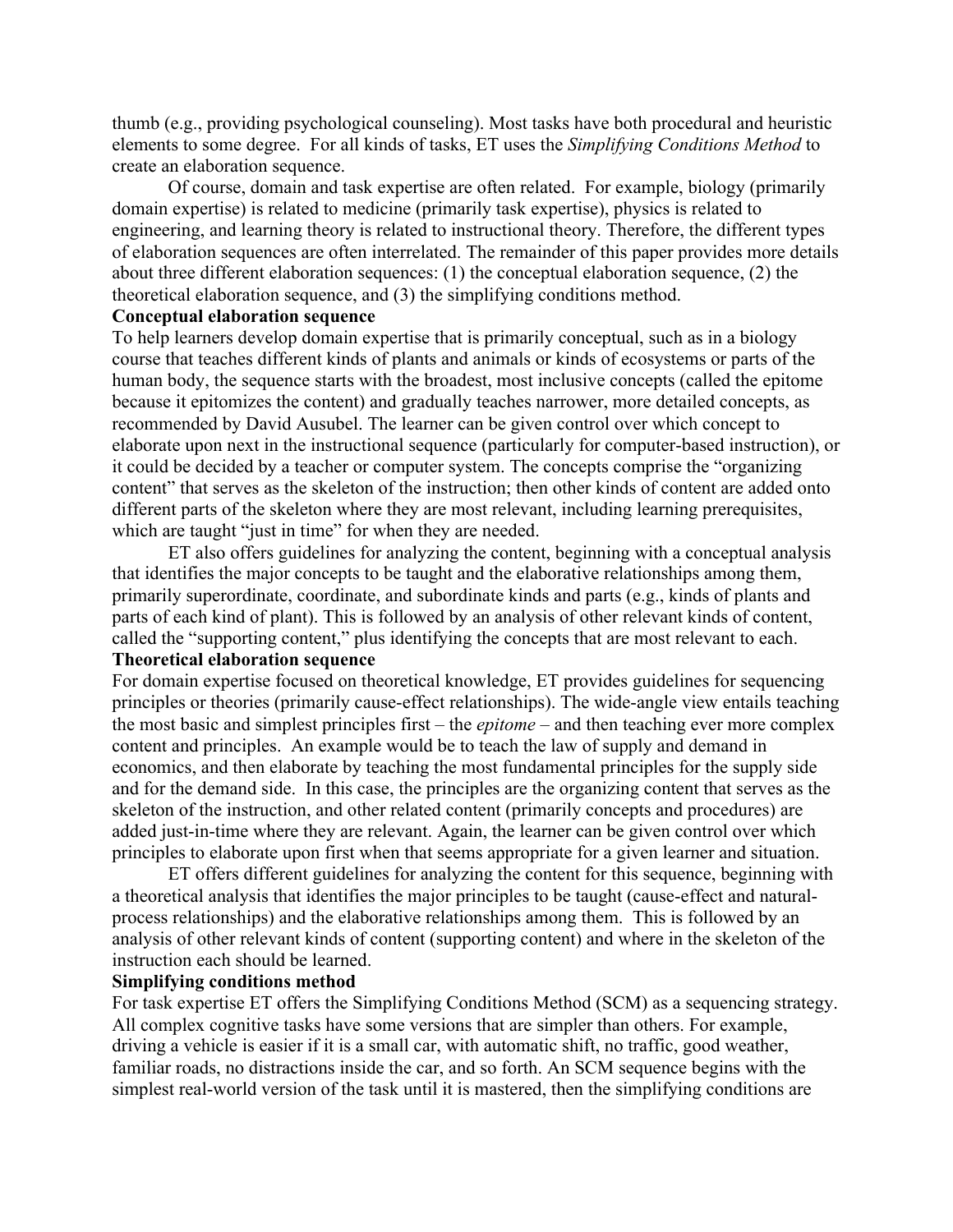thumb (e.g., providing psychological counseling). Most tasks have both procedural and heuristic elements to some degree. For all kinds of tasks, ET uses the *Simplifying Conditions Method* to create an elaboration sequence.

Of course, domain and task expertise are often related. For example, biology (primarily domain expertise) is related to medicine (primarily task expertise), physics is related to engineering, and learning theory is related to instructional theory. Therefore, the different types of elaboration sequences are often interrelated. The remainder of this paper provides more details about three different elaboration sequences: (1) the conceptual elaboration sequence, (2) the theoretical elaboration sequence, and (3) the simplifying conditions method.

**Conceptual elaboration sequence**

To help learners develop domain expertise that is primarily conceptual, such as in a biology course that teaches different kinds of plants and animals or kinds of ecosystems or parts of the human body, the sequence starts with the broadest, most inclusive concepts (called the epitome because it epitomizes the content) and gradually teaches narrower, more detailed concepts, as recommended by David Ausubel. The learner can be given control over which concept to elaborate upon next in the instructional sequence (particularly for computer-based instruction), or it could be decided by a teacher or computer system. The concepts comprise the "organizing content" that serves as the skeleton of the instruction; then other kinds of content are added onto different parts of the skeleton where they are most relevant, including learning prerequisites, which are taught "just in time" for when they are needed.

ET also offers guidelines for analyzing the content, beginning with a conceptual analysis that identifies the major concepts to be taught and the elaborative relationships among them, primarily superordinate, coordinate, and subordinate kinds and parts (e.g., kinds of plants and parts of each kind of plant). This is followed by an analysis of other relevant kinds of content, called the "supporting content," plus identifying the concepts that are most relevant to each.

**Theoretical elaboration sequence**

For domain expertise focused on theoretical knowledge, ET provides guidelines for sequencing principles or theories (primarily cause-effect relationships). The wide-angle view entails teaching the most basic and simplest principles first – the *epitome* – and then teaching ever more complex content and principles. An example would be to teach the law of supply and demand in economics, and then elaborate by teaching the most fundamental principles for the supply side and for the demand side. In this case, the principles are the organizing content that serves as the skeleton of the instruction, and other related content (primarily concepts and procedures) are added just-in-time where they are relevant. Again, the learner can be given control over which principles to elaborate upon first when that seems appropriate for a given learner and situation.

ET offers different guidelines for analyzing the content for this sequence, beginning with a theoretical analysis that identifies the major principles to be taught (cause-effect and natural-process relationships) and the elaborative relationships among them. This is followed by an analysis of other relevant kinds of content (supporting content) and where in the skeleton of the instruction each should be learned.

**Simplifying conditions method**

For task expertise ET offers the Simplifying Conditions Method (SCM) as a sequencing strategy. All complex cognitive tasks have some versions that are simpler than others. For example, driving a vehicle is easier if it is a small car, with automatic shift, no traffic, good weather, familiar roads, no distractions inside the car, and so forth. An SCM sequence begins with the simplest real-world version of the task until it is mastered, then the simplifying conditions are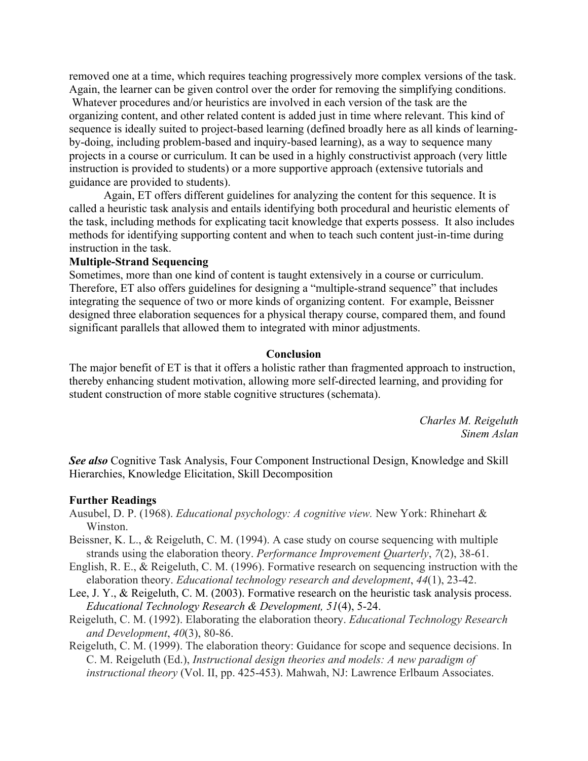removed one at a time, which requires teaching progressively more complex versions of the task. Again, the learner can be given control over the order for removing the simplifying conditions. Whatever procedures and/or heuristics are involved in each version of the task are the organizing content, and other related content is added just in time where relevant. This kind of sequence is ideally suited to project-based learning (defined broadly here as all kinds of learning-by-doing, including problem-based and inquiry-based learning), as a way to sequence many projects in a course or curriculum. It can be used in a highly constructivist approach (very little instruction is provided to students) or a more supportive approach (extensive tutorials and guidance are provided to students).

Again, ET offers different guidelines for analyzing the content for this sequence. It is called a heuristic task analysis and entails identifying both procedural and heuristic elements of the task, including methods for explicating tacit knowledge that experts possess. It also includes methods for identifying supporting content and when to teach such content just-in-time during instruction in the task.

**Multiple-Strand Sequencing**

Sometimes, more than one kind of content is taught extensively in a course or curriculum. Therefore, ET also offers guidelines for designing a "multiple-strand sequence" that includes integrating the sequence of two or more kinds of organizing content. For example, Beissner designed three elaboration sequences for a physical therapy course, compared them, and found significant parallels that allowed them to integrated with minor adjustments.

## Conclusion

The major benefit of ET is that it offers a holistic rather than fragmented approach to instruction, thereby enhancing student motivation, allowing more self-directed learning, and providing for student construction of more stable cognitive structures (schemata).

*Charles M. Reigeluth*
*Sinem Aslan*

***See also*** Cognitive Task Analysis, Four Component Instructional Design, Knowledge and Skill Hierarchies, Knowledge Elicitation, Skill Decomposition

**Further Readings**

Ausubel, D. P. (1968). *Educational psychology: A cognitive view.* New York: Rhinehart & Winston.

Beissner, K. L., & Reigeluth, C. M. (1994). A case study on course sequencing with multiple strands using the elaboration theory. *Performance Improvement Quarterly*, *7*(2), 38-61.

English, R. E., & Reigeluth, C. M. (1996). Formative research on sequencing instruction with the elaboration theory. *Educational technology research and development*, *44*(1), 23-42.

Lee, J. Y., & Reigeluth, C. M. (2003). Formative research on the heuristic task analysis process. *Educational Technology Research & Development, 51*(4), 5-24.

Reigeluth, C. M. (1992). Elaborating the elaboration theory. *Educational Technology Research and Development*, *40*(3), 80-86.

Reigeluth, C. M. (1999). The elaboration theory: Guidance for scope and sequence decisions. In C. M. Reigeluth (Ed.), *Instructional design theories and models: A new paradigm of instructional theory* (Vol. II, pp. 425-453). Mahwah, NJ: Lawrence Erlbaum Associates.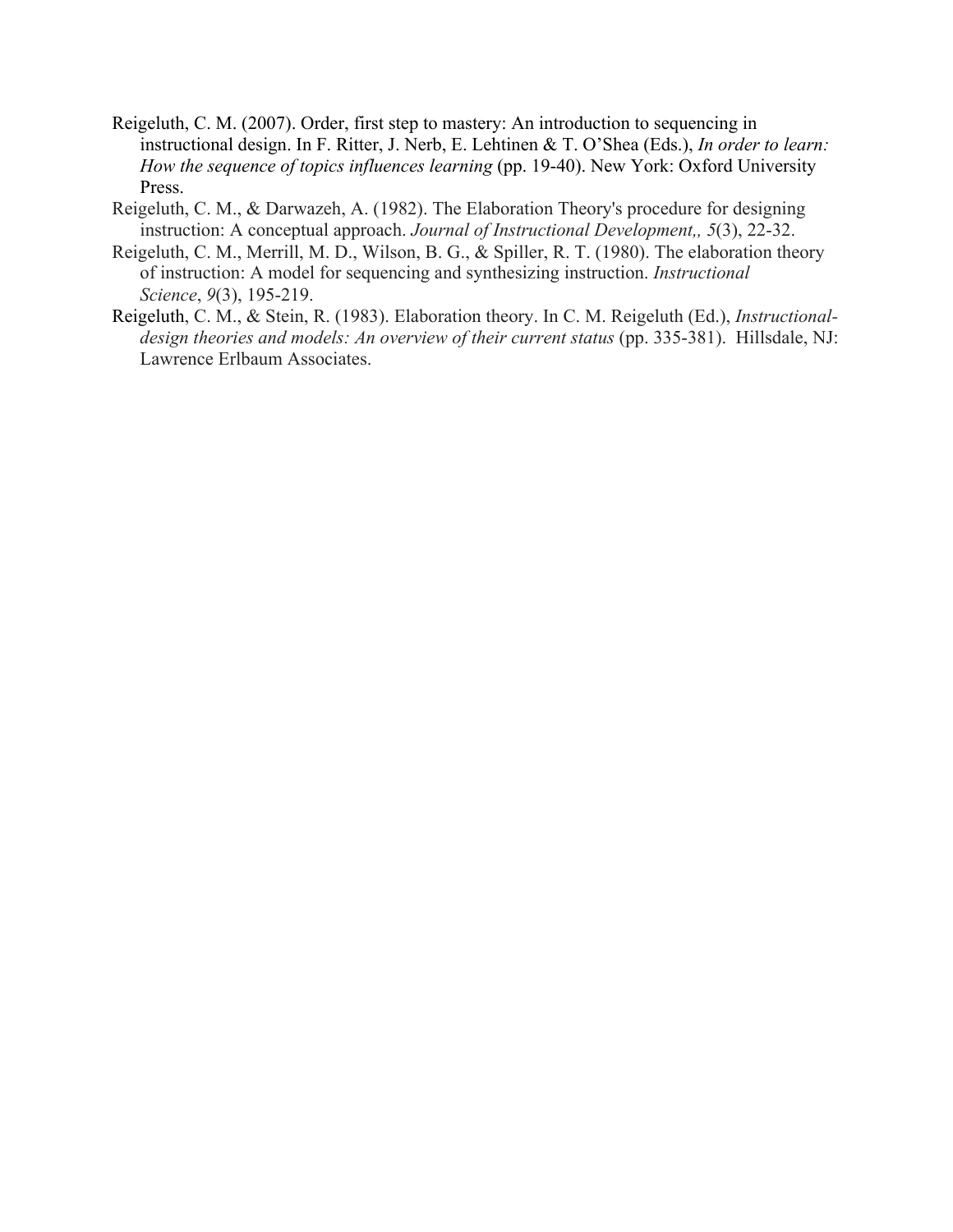Reigeluth, C. M. (2007). Order, first step to mastery: An introduction to sequencing in instructional design. In F. Ritter, J. Nerb, E. Lehtinen & T. O'Shea (Eds.), *In order to learn: How the sequence of topics influences learning* (pp. 19-40). New York: Oxford University Press.

Reigeluth, C. M., & Darwazeh, A. (1982). The Elaboration Theory's procedure for designing instruction: A conceptual approach. *Journal of Instructional Development,, 5*(3), 22-32.

Reigeluth, C. M., Merrill, M. D., Wilson, B. G., & Spiller, R. T. (1980). The elaboration theory of instruction: A model for sequencing and synthesizing instruction. *Instructional Science*, *9*(3), 195-219.

Reigeluth, C. M., & Stein, R. (1983). Elaboration theory. In C. M. Reigeluth (Ed.), *Instructional-design theories and models: An overview of their current status* (pp. 335-381). Hillsdale, NJ: Lawrence Erlbaum Associates.